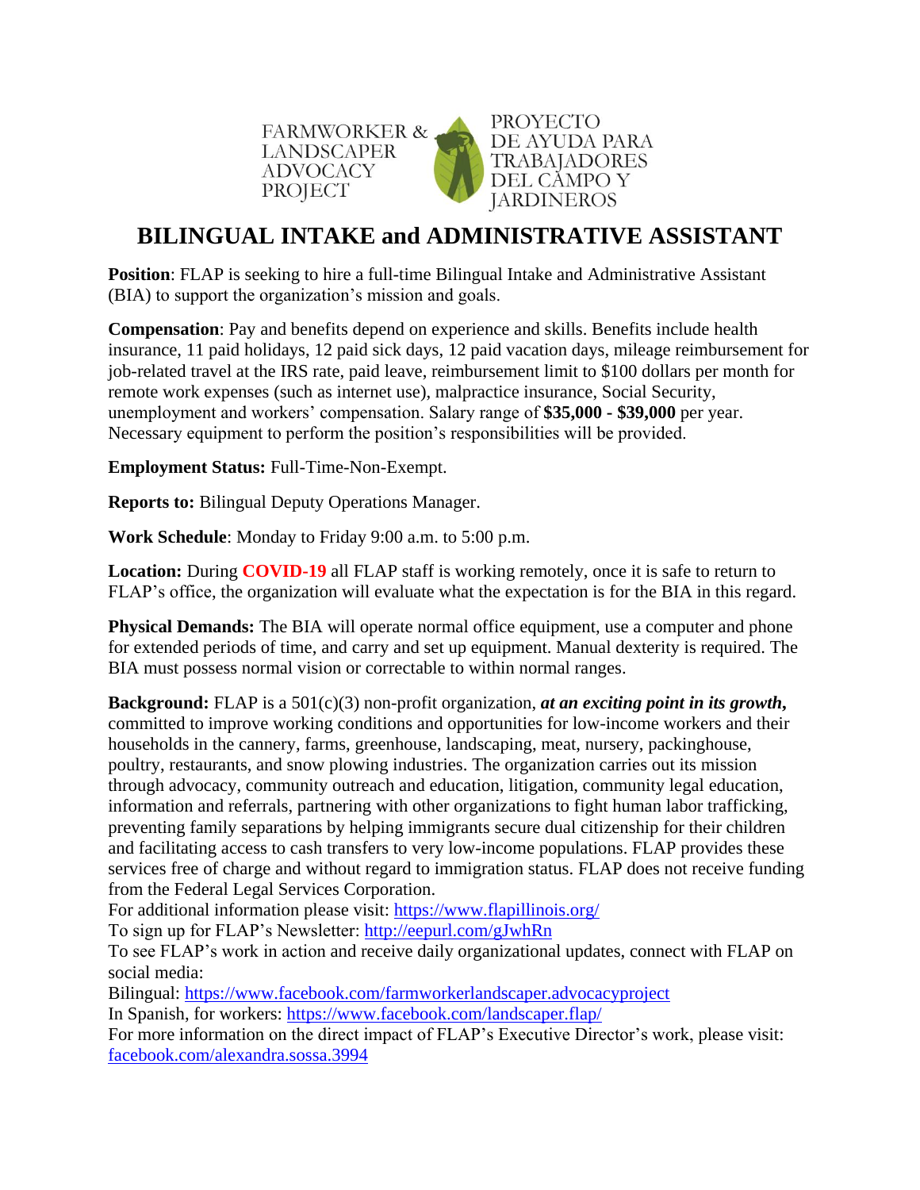FARMWORKER & LANDSCAPER ADVOCACY PROJECT

PROYECTO DE AYUDA PARA TRABAJADORES DEL CAMPO Y JARDINEROS

# BILINGUAL INTAKE and ADMINISTRATIVE ASSISTANT

**Position**: FLAP is seeking to hire a full-time Bilingual Intake and Administrative Assistant (BIA) to support the organization's mission and goals.

**Compensation**: Pay and benefits depend on experience and skills. Benefits include health insurance, 11 paid holidays, 12 paid sick days, 12 paid vacation days, mileage reimbursement for job-related travel at the IRS rate, paid leave, reimbursement limit to $100 dollars per month for remote work expenses (such as internet use), malpractice insurance, Social Security, unemployment and workers' compensation. Salary range of **$35,000 - $39,000** per year. Necessary equipment to perform the position's responsibilities will be provided.

**Employment Status:** Full-Time-Non-Exempt.

**Reports to:** Bilingual Deputy Operations Manager.

**Work Schedule**: Monday to Friday 9:00 a.m. to 5:00 p.m.

**Location:** During **COVID-19** all FLAP staff is working remotely, once it is safe to return to FLAP's office, the organization will evaluate what the expectation is for the BIA in this regard.

**Physical Demands:** The BIA will operate normal office equipment, use a computer and phone for extended periods of time, and carry and set up equipment. Manual dexterity is required. The BIA must possess normal vision or correctable to within normal ranges.

**Background:** FLAP is a 501(c)(3) non-profit organization, ***at an exciting point in its growth,*** committed to improve working conditions and opportunities for low-income workers and their households in the cannery, farms, greenhouse, landscaping, meat, nursery, packinghouse, poultry, restaurants, and snow plowing industries. The organization carries out its mission through advocacy, community outreach and education, litigation, community legal education, information and referrals, partnering with other organizations to fight human labor trafficking, preventing family separations by helping immigrants secure dual citizenship for their children and facilitating access to cash transfers to very low-income populations. FLAP provides these services free of charge and without regard to immigration status. FLAP does not receive funding from the Federal Legal Services Corporation.
For additional information please visit: https://www.flapillinois.org/
To sign up for FLAP's Newsletter: http://eepurl.com/gJwhRn
To see FLAP's work in action and receive daily organizational updates, connect with FLAP on social media:
Bilingual: https://www.facebook.com/farmworkerlandscaper.advocacyproject
In Spanish, for workers: https://www.facebook.com/landscaper.flap/
For more information on the direct impact of FLAP's Executive Director's work, please visit: facebook.com/alexandra.sossa.3994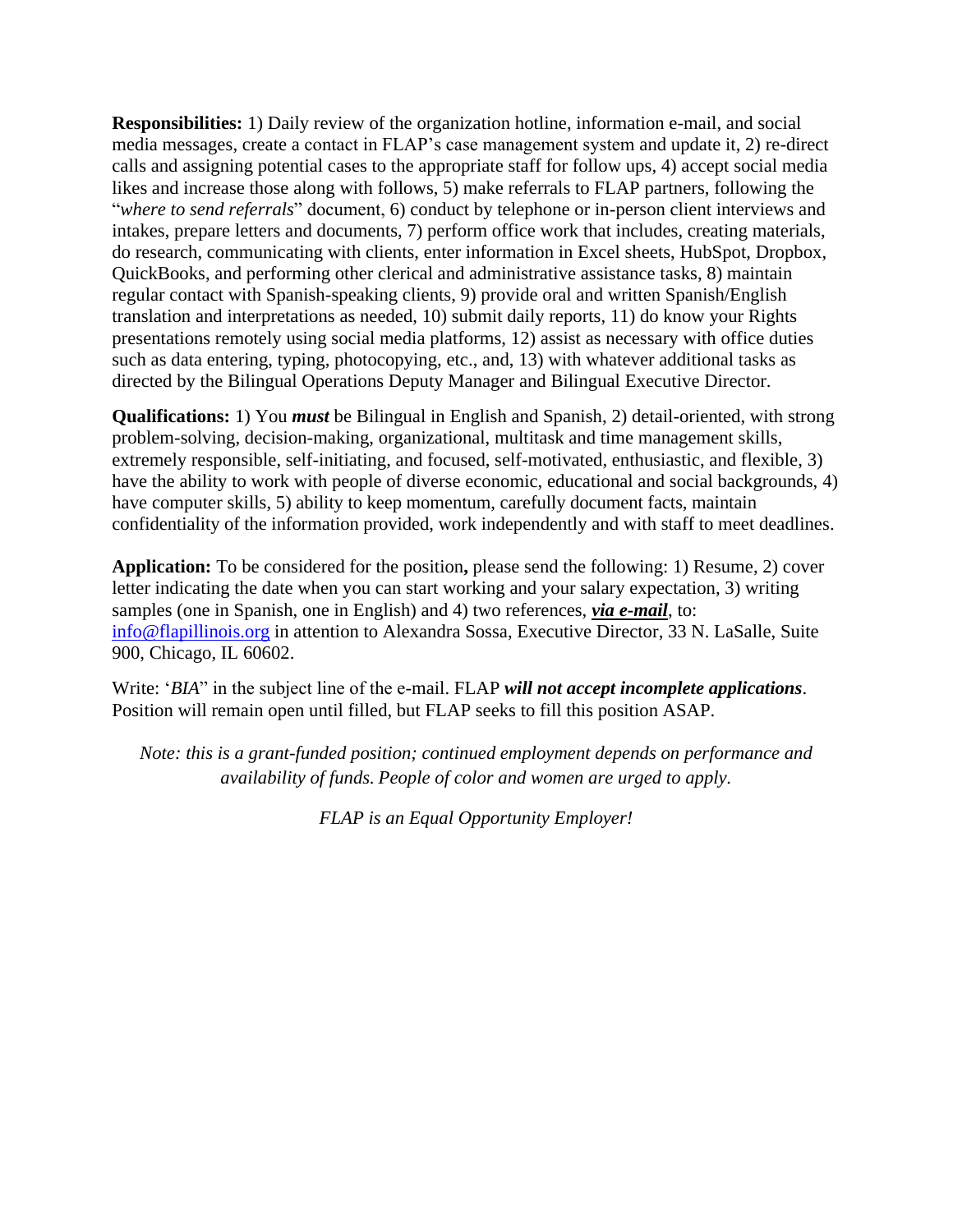**Responsibilities:** 1) Daily review of the organization hotline, information e-mail, and social media messages, create a contact in FLAP's case management system and update it, 2) re-direct calls and assigning potential cases to the appropriate staff for follow ups, 4) accept social media likes and increase those along with follows, 5) make referrals to FLAP partners, following the "*where to send referrals*" document, 6) conduct by telephone or in-person client interviews and intakes, prepare letters and documents, 7) perform office work that includes, creating materials, do research, communicating with clients, enter information in Excel sheets, HubSpot, Dropbox, QuickBooks, and performing other clerical and administrative assistance tasks, 8) maintain regular contact with Spanish-speaking clients, 9) provide oral and written Spanish/English translation and interpretations as needed, 10) submit daily reports, 11) do know your Rights presentations remotely using social media platforms, 12) assist as necessary with office duties such as data entering, typing, photocopying, etc., and, 13) with whatever additional tasks as directed by the Bilingual Operations Deputy Manager and Bilingual Executive Director.

**Qualifications:** 1) You ***must*** be Bilingual in English and Spanish, 2) detail-oriented, with strong problem-solving, decision-making, organizational, multitask and time management skills, extremely responsible, self-initiating, and focused, self-motivated, enthusiastic, and flexible, 3) have the ability to work with people of diverse economic, educational and social backgrounds, 4) have computer skills, 5) ability to keep momentum, carefully document facts, maintain confidentiality of the information provided, work independently and with staff to meet deadlines.

**Application:** To be considered for the position**,** please send the following: 1) Resume, 2) cover letter indicating the date when you can start working and your salary expectation, 3) writing samples (one in Spanish, one in English) and 4) two references, ***via e-mail***, to: info@flapillinois.org in attention to Alexandra Sossa, Executive Director, 33 N. LaSalle, Suite 900, Chicago, IL 60602.

Write: '*BIA*" in the subject line of the e-mail. FLAP ***will not accept incomplete applications***. Position will remain open until filled, but FLAP seeks to fill this position ASAP.

*Note: this is a grant-funded position; continued employment depends on performance and availability of funds. People of color and women are urged to apply.*

*FLAP is an Equal Opportunity Employer!*